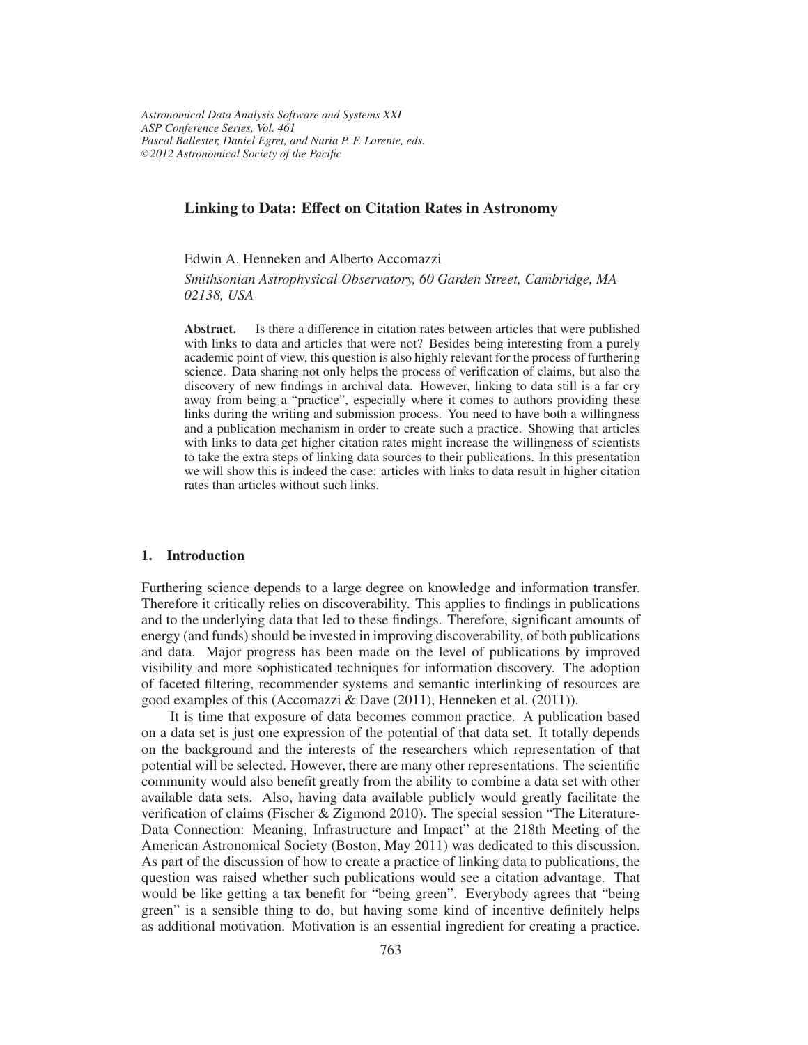# Linking to Data: Effect on Citation Rates in Astronomy

Edwin A. Henneken and Alberto Accomazzi

*Smithsonian Astrophysical Observatory, 60 Garden Street, Cambridge, MA 02138, USA*

**Abstract.** Is there a difference in citation rates between articles that were published with links to data and articles that were not? Besides being interesting from a purely academic point of view, this question is also highly relevant for the process of furthering science. Data sharing not only helps the process of verification of claims, but also the discovery of new findings in archival data. However, linking to data still is a far cry away from being a "practice", especially where it comes to authors providing these links during the writing and submission process. You need to have both a willingness and a publication mechanism in order to create such a practice. Showing that articles with links to data get higher citation rates might increase the willingness of scientists to take the extra steps of linking data sources to their publications. In this presentation we will show this is indeed the case: articles with links to data result in higher citation rates than articles without such links.

## 1. Introduction

Furthering science depends to a large degree on knowledge and information transfer. Therefore it critically relies on discoverability. This applies to findings in publications and to the underlying data that led to these findings. Therefore, significant amounts of energy (and funds) should be invested in improving discoverability, of both publications and data. Major progress has been made on the level of publications by improved visibility and more sophisticated techniques for information discovery. The adoption of faceted filtering, recommender systems and semantic interlinking of resources are good examples of this (Accomazzi & Dave (2011), Henneken et al. (2011)).

It is time that exposure of data becomes common practice. A publication based on a data set is just one expression of the potential of that data set. It totally depends on the background and the interests of the researchers which representation of that potential will be selected. However, there are many other representations. The scientific community would also benefit greatly from the ability to combine a data set with other available data sets. Also, having data available publicly would greatly facilitate the verification of claims (Fischer & Zigmond 2010). The special session "The Literature-Data Connection: Meaning, Infrastructure and Impact" at the 218th Meeting of the American Astronomical Society (Boston, May 2011) was dedicated to this discussion. As part of the discussion of how to create a practice of linking data to publications, the question was raised whether such publications would see a citation advantage. That would be like getting a tax benefit for "being green". Everybody agrees that "being green" is a sensible thing to do, but having some kind of incentive definitely helps as additional motivation. Motivation is an essential ingredient for creating a practice.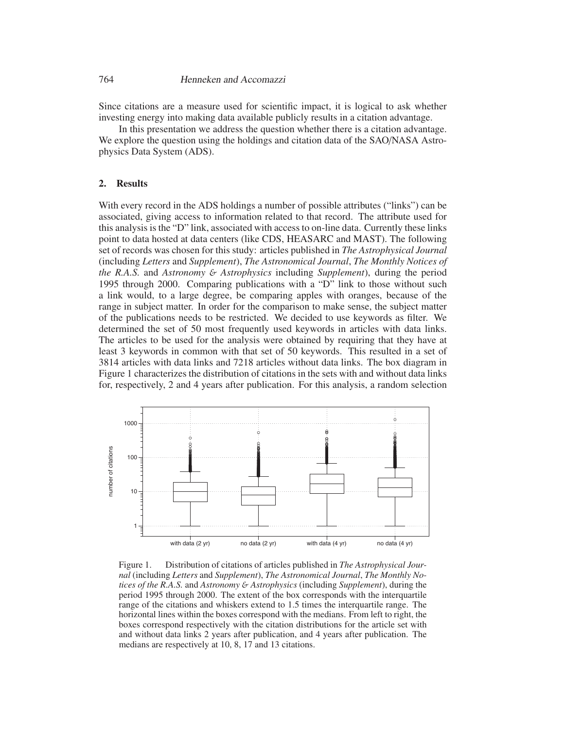Since citations are a measure used for scientific impact, it is logical to ask whether investing energy into making data available publicly results in a citation advantage.

In this presentation we address the question whether there is a citation advantage. We explore the question using the holdings and citation data of the SAO/NASA Astrophysics Data System (ADS).

## 2. Results

With every record in the ADS holdings a number of possible attributes ("links") can be associated, giving access to information related to that record. The attribute used for this analysis is the "D" link, associated with access to on-line data. Currently these links point to data hosted at data centers (like CDS, HEASARC and MAST). The following set of records was chosen for this study: articles published in *The Astrophysical Journal* (including *Letters* and *Supplement*), *The Astronomical Journal*, *The Monthly Notices of the R.A.S.* and *Astronomy & Astrophysics* including *Supplement*), during the period 1995 through 2000. Comparing publications with a "D" link to those without such a link would, to a large degree, be comparing apples with oranges, because of the range in subject matter. In order for the comparison to make sense, the subject matter of the publications needs to be restricted. We decided to use keywords as filter. We determined the set of 50 most frequently used keywords in articles with data links. The articles to be used for the analysis were obtained by requiring that they have at least 3 keywords in common with that set of 50 keywords. This resulted in a set of 3814 articles with data links and 7218 articles without data links. The box diagram in Figure 1 characterizes the distribution of citations in the sets with and without data links for, respectively, 2 and 4 years after publication. For this analysis, a random selection

number of citations

1000

100

10

1

with data (2 yr)

no data (2 yr)

with data (4 yr)

no data (4 yr)

Figure 1. Distribution of citations of articles published in *The Astrophysical Journal* (including *Letters* and *Supplement*), *The Astronomical Journal*, *The Monthly Notices of the R.A.S.* and *Astronomy & Astrophysics* (including *Supplement*), during the period 1995 through 2000. The extent of the box corresponds with the interquartile range of the citations and whiskers extend to 1.5 times the interquartile range. The horizontal lines within the boxes correspond with the medians. From left to right, the boxes correspond respectively with the citation distributions for the article set with and without data links 2 years after publication, and 4 years after publication. The medians are respectively at 10, 8, 17 and 13 citations.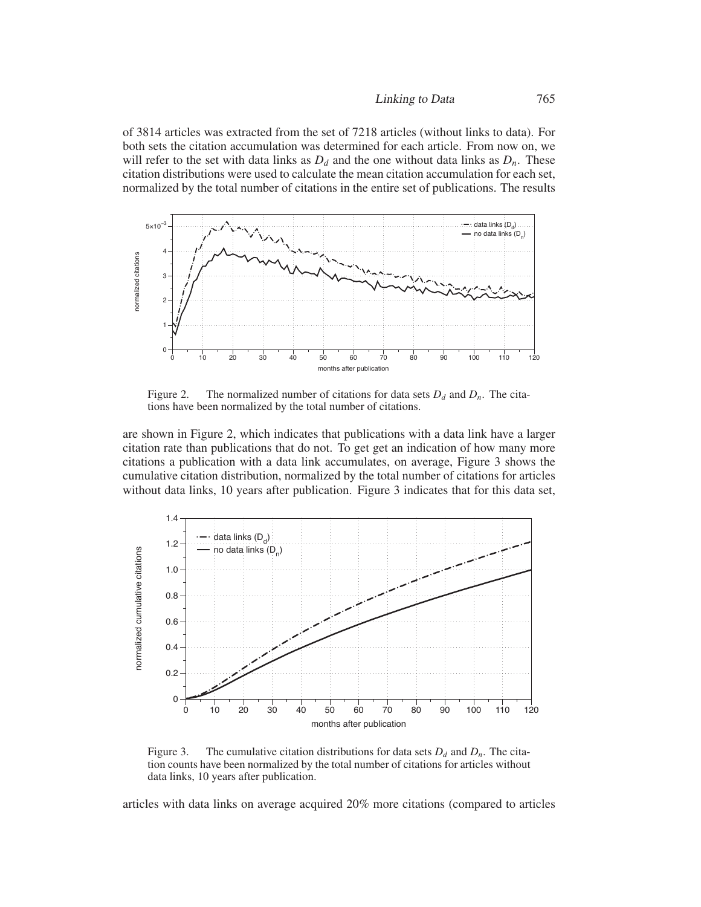of 3814 articles was extracted from the set of 7218 articles (without links to data). For both sets the citation accumulation was determined for each article. From now on, we will refer to the set with data links as $D_d$ and the one without data links as $D_n$. These citation distributions were used to calculate the mean citation accumulation for each set, normalized by the total number of citations in the entire set of publications. The results

5×10⁻³
4
3
2
1
0
normalized citations
0 10 20 30 40 50 60 70 80 90 100 110 120
months after publication
data links ($D_d$)
no data links ($D_n$)

Figure 2. The normalized number of citations for data sets $D_d$ and $D_n$. The citations have been normalized by the total number of citations.

are shown in Figure 2, which indicates that publications with a data link have a larger citation rate than publications that do not. To get get an indication of how many more citations a publication with a data link accumulates, on average, Figure 3 shows the cumulative citation distribution, normalized by the total number of citations for articles without data links, 10 years after publication. Figure 3 indicates that for this data set,

1.4
1.2
1.0
0.8
0.6
0.4
0.2
0
normalized cumulative citations
0 10 20 30 40 50 60 70 80 90 100 110 120
months after publication
data links ($D_d$)
no data links ($D_n$)

Figure 3. The cumulative citation distributions for data sets $D_d$ and $D_n$. The citation counts have been normalized by the total number of citations for articles without data links, 10 years after publication.

articles with data links on average acquired 20% more citations (compared to articles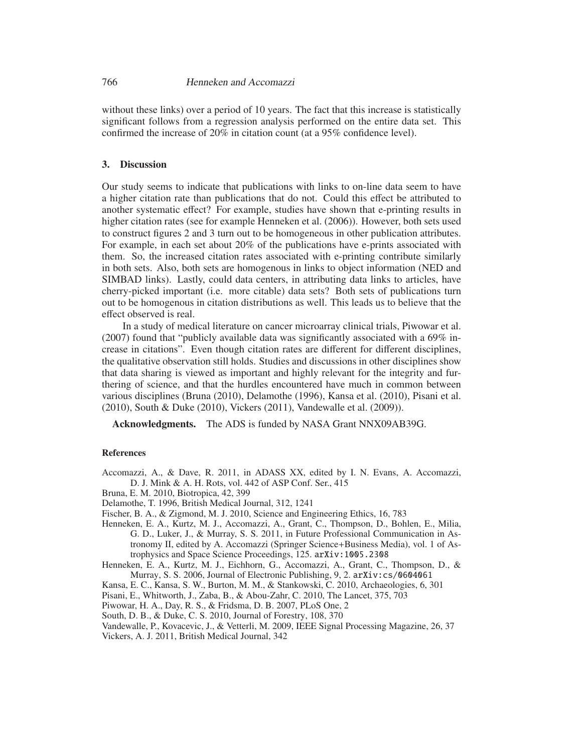without these links) over a period of 10 years. The fact that this increase is statistically significant follows from a regression analysis performed on the entire data set. This confirmed the increase of 20% in citation count (at a 95% confidence level).

## 3. Discussion

Our study seems to indicate that publications with links to on-line data seem to have a higher citation rate than publications that do not. Could this effect be attributed to another systematic effect? For example, studies have shown that e-printing results in higher citation rates (see for example Henneken et al. (2006)). However, both sets used to construct figures 2 and 3 turn out to be homogeneous in other publication attributes. For example, in each set about 20% of the publications have e-prints associated with them. So, the increased citation rates associated with e-printing contribute similarly in both sets. Also, both sets are homogenous in links to object information (NED and SIMBAD links). Lastly, could data centers, in attributing data links to articles, have cherry-picked important (i.e. more citable) data sets? Both sets of publications turn out to be homogenous in citation distributions as well. This leads us to believe that the effect observed is real.

In a study of medical literature on cancer microarray clinical trials, Piwowar et al. (2007) found that "publicly available data was significantly associated with a 69% increase in citations". Even though citation rates are different for different disciplines, the qualitative observation still holds. Studies and discussions in other disciplines show that data sharing is viewed as important and highly relevant for the integrity and furthering of science, and that the hurdles encountered have much in common between various disciplines (Bruna (2010), Delamothe (1996), Kansa et al. (2010), Pisani et al. (2010), South & Duke (2010), Vickers (2011), Vandewalle et al. (2009)).

**Acknowledgments.** The ADS is funded by NASA Grant NNX09AB39G.

### References

Accomazzi, A., & Dave, R. 2011, in ADASS XX, edited by I. N. Evans, A. Accomazzi, D. J. Mink & A. H. Rots, vol. 442 of ASP Conf. Ser., 415

Bruna, E. M. 2010, Biotropica, 42, 399

Delamothe, T. 1996, British Medical Journal, 312, 1241

Fischer, B. A., & Zigmond, M. J. 2010, Science and Engineering Ethics, 16, 783

Henneken, E. A., Kurtz, M. J., Accomazzi, A., Grant, C., Thompson, D., Bohlen, E., Milia, G. D., Luker, J., & Murray, S. S. 2011, in Future Professional Communication in Astronomy II, edited by A. Accomazzi (Springer Science+Business Media), vol. 1 of Astrophysics and Space Science Proceedings, 125. arXiv:1005.2308

Henneken, E. A., Kurtz, M. J., Eichhorn, G., Accomazzi, A., Grant, C., Thompson, D., & Murray, S. S. 2006, Journal of Electronic Publishing, 9, 2. arXiv:cs/0604061

Kansa, E. C., Kansa, S. W., Burton, M. M., & Stankowski, C. 2010, Archaeologies, 6, 301

Pisani, E., Whitworth, J., Zaba, B., & Abou-Zahr, C. 2010, The Lancet, 375, 703

Piwowar, H. A., Day, R. S., & Fridsma, D. B. 2007, PLoS One, 2

South, D. B., & Duke, C. S. 2010, Journal of Forestry, 108, 370

Vandewalle, P., Kovacevic, J., & Vetterli, M. 2009, IEEE Signal Processing Magazine, 26, 37

Vickers, A. J. 2011, British Medical Journal, 342